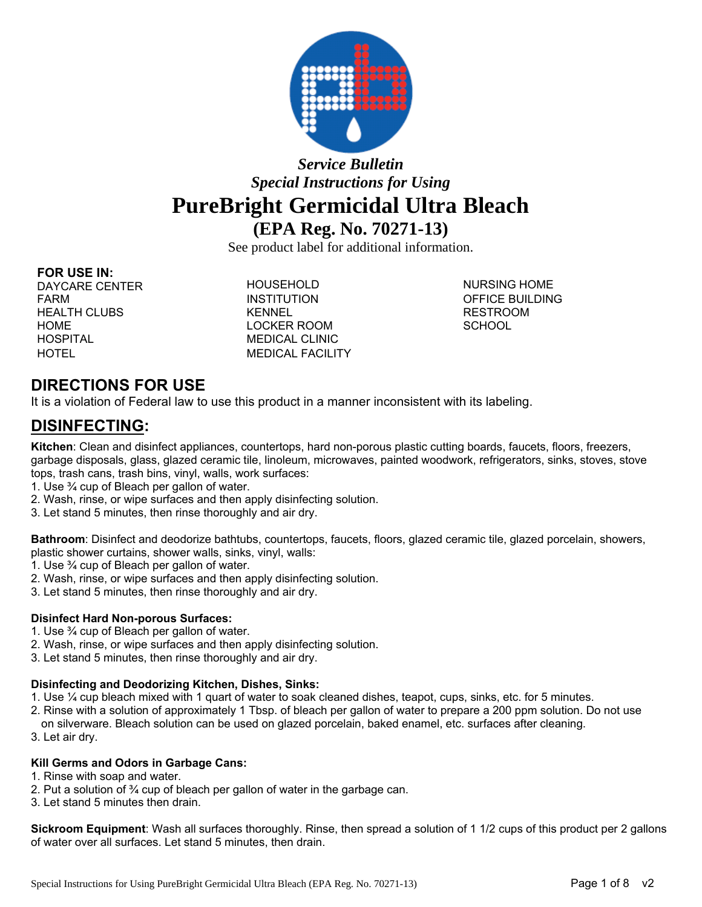*Service Bulletin*

*Special Instructions for Using*

# PureBright Germicidal Ultra Bleach

## (EPA Reg. No. 70271-13)

See product label for additional information.

**FOR USE IN:**

DAYCARE CENTER
FARM
HEALTH CLUBS
HOME
HOSPITAL
HOTEL
HOUSEHOLD
INSTITUTION
KENNEL
LOCKER ROOM
MEDICAL CLINIC
MEDICAL FACILITY
NURSING HOME
OFFICE BUILDING
RESTROOM
SCHOOL

## DIRECTIONS FOR USE

It is a violation of Federal law to use this product in a manner inconsistent with its labeling.

## DISINFECTING:

**Kitchen**: Clean and disinfect appliances, countertops, hard non-porous plastic cutting boards, faucets, floors, freezers, garbage disposals, glass, glazed ceramic tile, linoleum, microwaves, painted woodwork, refrigerators, sinks, stoves, stove tops, trash cans, trash bins, vinyl, walls, work surfaces:

1. Use ¾ cup of Bleach per gallon of water.
2. Wash, rinse, or wipe surfaces and then apply disinfecting solution.
3. Let stand 5 minutes, then rinse thoroughly and air dry.

**Bathroom**: Disinfect and deodorize bathtubs, countertops, faucets, floors, glazed ceramic tile, glazed porcelain, showers, plastic shower curtains, shower walls, sinks, vinyl, walls:

1. Use ¾ cup of Bleach per gallon of water.
2. Wash, rinse, or wipe surfaces and then apply disinfecting solution.
3. Let stand 5 minutes, then rinse thoroughly and air dry.

**Disinfect Hard Non-porous Surfaces:**

1. Use ¾ cup of Bleach per gallon of water.
2. Wash, rinse, or wipe surfaces and then apply disinfecting solution.
3. Let stand 5 minutes, then rinse thoroughly and air dry.

**Disinfecting and Deodorizing Kitchen, Dishes, Sinks:**

1. Use ¼ cup bleach mixed with 1 quart of water to soak cleaned dishes, teapot, cups, sinks, etc. for 5 minutes.
2. Rinse with a solution of approximately 1 Tbsp. of bleach per gallon of water to prepare a 200 ppm solution. Do not use on silverware. Bleach solution can be used on glazed porcelain, baked enamel, etc. surfaces after cleaning.
3. Let air dry.

**Kill Germs and Odors in Garbage Cans:**

1. Rinse with soap and water.
2. Put a solution of ¾ cup of bleach per gallon of water in the garbage can.
3. Let stand 5 minutes then drain.

**Sickroom Equipment**: Wash all surfaces thoroughly. Rinse, then spread a solution of 1 1/2 cups of this product per 2 gallons of water over all surfaces. Let stand 5 minutes, then drain.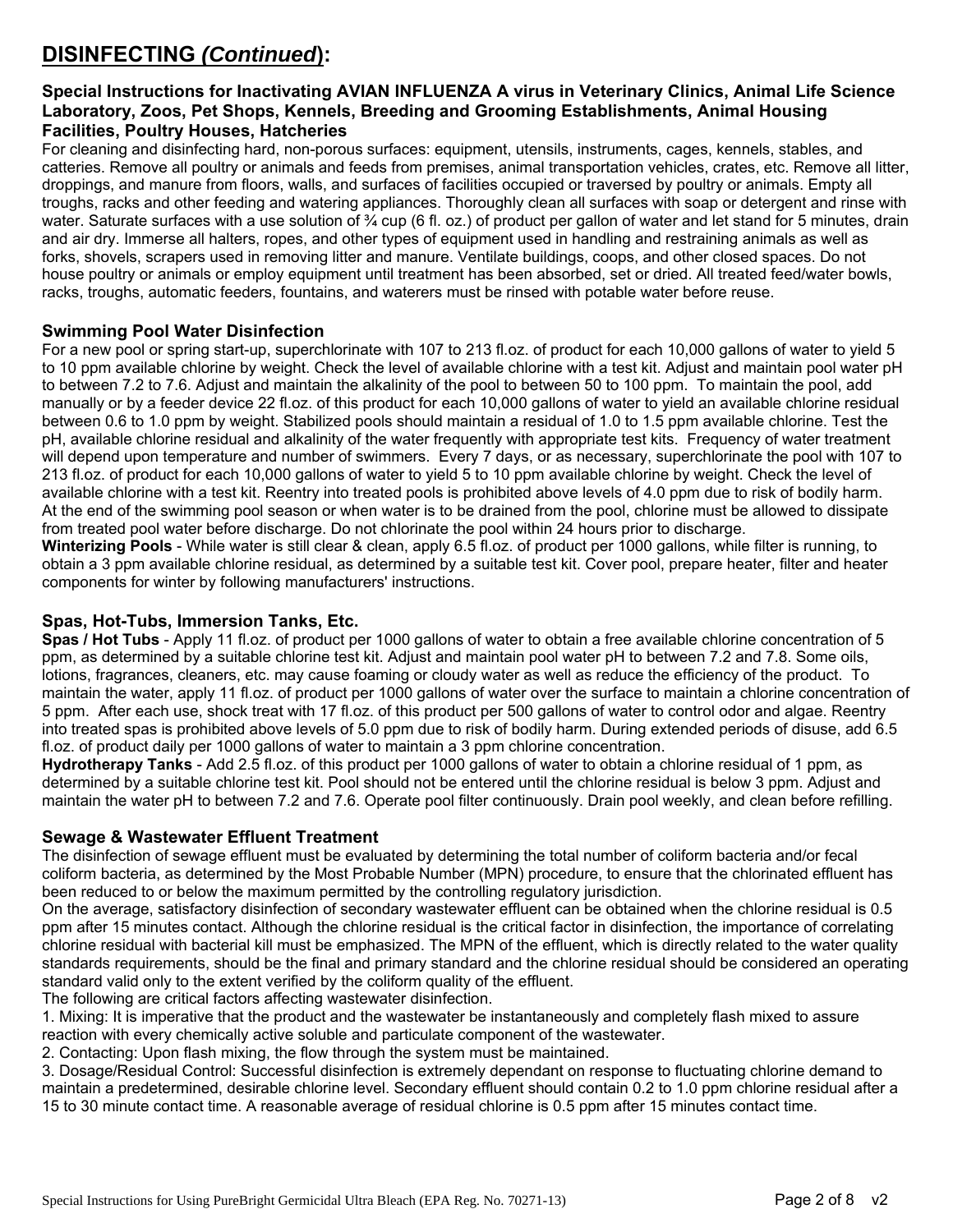## DISINFECTING *(Continued)*:

### Special Instructions for Inactivating AVIAN INFLUENZA A virus in Veterinary Clinics, Animal Life Science Laboratory, Zoos, Pet Shops, Kennels, Breeding and Grooming Establishments, Animal Housing Facilities, Poultry Houses, Hatcheries

For cleaning and disinfecting hard, non-porous surfaces: equipment, utensils, instruments, cages, kennels, stables, and catteries. Remove all poultry or animals and feeds from premises, animal transportation vehicles, crates, etc. Remove all litter, droppings, and manure from floors, walls, and surfaces of facilities occupied or traversed by poultry or animals. Empty all troughs, racks and other feeding and watering appliances. Thoroughly clean all surfaces with soap or detergent and rinse with water. Saturate surfaces with a use solution of ¾ cup (6 fl. oz.) of product per gallon of water and let stand for 5 minutes, drain and air dry. Immerse all halters, ropes, and other types of equipment used in handling and restraining animals as well as forks, shovels, scrapers used in removing litter and manure. Ventilate buildings, coops, and other closed spaces. Do not house poultry or animals or employ equipment until treatment has been absorbed, set or dried. All treated feed/water bowls, racks, troughs, automatic feeders, fountains, and waterers must be rinsed with potable water before reuse.

### Swimming Pool Water Disinfection

For a new pool or spring start-up, superchlorinate with 107 to 213 fl.oz. of product for each 10,000 gallons of water to yield 5 to 10 ppm available chlorine by weight. Check the level of available chlorine with a test kit. Adjust and maintain pool water pH to between 7.2 to 7.6. Adjust and maintain the alkalinity of the pool to between 50 to 100 ppm. To maintain the pool, add manually or by a feeder device 22 fl.oz. of this product for each 10,000 gallons of water to yield an available chlorine residual between 0.6 to 1.0 ppm by weight. Stabilized pools should maintain a residual of 1.0 to 1.5 ppm available chlorine. Test the pH, available chlorine residual and alkalinity of the water frequently with appropriate test kits. Frequency of water treatment will depend upon temperature and number of swimmers. Every 7 days, or as necessary, superchlorinate the pool with 107 to 213 fl.oz. of product for each 10,000 gallons of water to yield 5 to 10 ppm available chlorine by weight. Check the level of available chlorine with a test kit. Reentry into treated pools is prohibited above levels of 4.0 ppm due to risk of bodily harm. At the end of the swimming pool season or when water is to be drained from the pool, chlorine must be allowed to dissipate from treated pool water before discharge. Do not chlorinate the pool within 24 hours prior to discharge.

**Winterizing Pools** - While water is still clear & clean, apply 6.5 fl.oz. of product per 1000 gallons, while filter is running, to obtain a 3 ppm available chlorine residual, as determined by a suitable test kit. Cover pool, prepare heater, filter and heater components for winter by following manufacturers' instructions.

### Spas, Hot-Tubs, Immersion Tanks, Etc.

**Spas / Hot Tubs** - Apply 11 fl.oz. of product per 1000 gallons of water to obtain a free available chlorine concentration of 5 ppm, as determined by a suitable chlorine test kit. Adjust and maintain pool water pH to between 7.2 and 7.8. Some oils, lotions, fragrances, cleaners, etc. may cause foaming or cloudy water as well as reduce the efficiency of the product. To maintain the water, apply 11 fl.oz. of product per 1000 gallons of water over the surface to maintain a chlorine concentration of 5 ppm. After each use, shock treat with 17 fl.oz. of this product per 500 gallons of water to control odor and algae. Reentry into treated spas is prohibited above levels of 5.0 ppm due to risk of bodily harm. During extended periods of disuse, add 6.5 fl.oz. of product daily per 1000 gallons of water to maintain a 3 ppm chlorine concentration.

**Hydrotherapy Tanks** - Add 2.5 fl.oz. of this product per 1000 gallons of water to obtain a chlorine residual of 1 ppm, as determined by a suitable chlorine test kit. Pool should not be entered until the chlorine residual is below 3 ppm. Adjust and maintain the water pH to between 7.2 and 7.6. Operate pool filter continuously. Drain pool weekly, and clean before refilling.

### Sewage & Wastewater Effluent Treatment

The disinfection of sewage effluent must be evaluated by determining the total number of coliform bacteria and/or fecal coliform bacteria, as determined by the Most Probable Number (MPN) procedure, to ensure that the chlorinated effluent has been reduced to or below the maximum permitted by the controlling regulatory jurisdiction.

On the average, satisfactory disinfection of secondary wastewater effluent can be obtained when the chlorine residual is 0.5 ppm after 15 minutes contact. Although the chlorine residual is the critical factor in disinfection, the importance of correlating chlorine residual with bacterial kill must be emphasized. The MPN of the effluent, which is directly related to the water quality standards requirements, should be the final and primary standard and the chlorine residual should be considered an operating standard valid only to the extent verified by the coliform quality of the effluent.

The following are critical factors affecting wastewater disinfection.

1. Mixing: It is imperative that the product and the wastewater be instantaneously and completely flash mixed to assure reaction with every chemically active soluble and particulate component of the wastewater.
2. Contacting: Upon flash mixing, the flow through the system must be maintained.
3. Dosage/Residual Control: Successful disinfection is extremely dependant on response to fluctuating chlorine demand to maintain a predetermined, desirable chlorine level. Secondary effluent should contain 0.2 to 1.0 ppm chlorine residual after a 15 to 30 minute contact time. A reasonable average of residual chlorine is 0.5 ppm after 15 minutes contact time.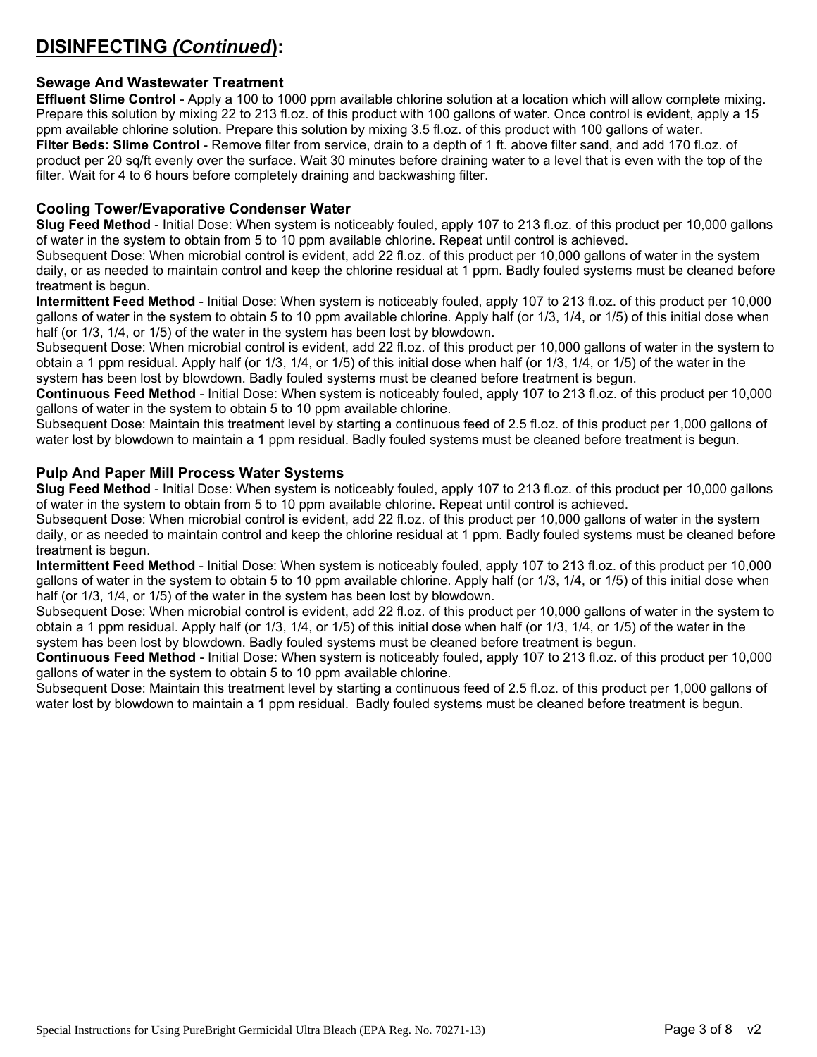## DISINFECTING *(Continued)*:

### Sewage And Wastewater Treatment

**Effluent Slime Control** - Apply a 100 to 1000 ppm available chlorine solution at a location which will allow complete mixing. Prepare this solution by mixing 22 to 213 fl.oz. of this product with 100 gallons of water. Once control is evident, apply a 15 ppm available chlorine solution. Prepare this solution by mixing 3.5 fl.oz. of this product with 100 gallons of water.

**Filter Beds: Slime Control** - Remove filter from service, drain to a depth of 1 ft. above filter sand, and add 170 fl.oz. of product per 20 sq/ft evenly over the surface. Wait 30 minutes before draining water to a level that is even with the top of the filter. Wait for 4 to 6 hours before completely draining and backwashing filter.

### Cooling Tower/Evaporative Condenser Water

**Slug Feed Method** - Initial Dose: When system is noticeably fouled, apply 107 to 213 fl.oz. of this product per 10,000 gallons of water in the system to obtain from 5 to 10 ppm available chlorine. Repeat until control is achieved.

Subsequent Dose: When microbial control is evident, add 22 fl.oz. of this product per 10,000 gallons of water in the system daily, or as needed to maintain control and keep the chlorine residual at 1 ppm. Badly fouled systems must be cleaned before treatment is begun.

**Intermittent Feed Method** - Initial Dose: When system is noticeably fouled, apply 107 to 213 fl.oz. of this product per 10,000 gallons of water in the system to obtain 5 to 10 ppm available chlorine. Apply half (or 1/3, 1/4, or 1/5) of this initial dose when half (or 1/3, 1/4, or 1/5) of the water in the system has been lost by blowdown.

Subsequent Dose: When microbial control is evident, add 22 fl.oz. of this product per 10,000 gallons of water in the system to obtain a 1 ppm residual. Apply half (or 1/3, 1/4, or 1/5) of this initial dose when half (or 1/3, 1/4, or 1/5) of the water in the system has been lost by blowdown. Badly fouled systems must be cleaned before treatment is begun.

**Continuous Feed Method** - Initial Dose: When system is noticeably fouled, apply 107 to 213 fl.oz. of this product per 10,000 gallons of water in the system to obtain 5 to 10 ppm available chlorine.

Subsequent Dose: Maintain this treatment level by starting a continuous feed of 2.5 fl.oz. of this product per 1,000 gallons of water lost by blowdown to maintain a 1 ppm residual. Badly fouled systems must be cleaned before treatment is begun.

### Pulp And Paper Mill Process Water Systems

**Slug Feed Method** - Initial Dose: When system is noticeably fouled, apply 107 to 213 fl.oz. of this product per 10,000 gallons of water in the system to obtain from 5 to 10 ppm available chlorine. Repeat until control is achieved.

Subsequent Dose: When microbial control is evident, add 22 fl.oz. of this product per 10,000 gallons of water in the system daily, or as needed to maintain control and keep the chlorine residual at 1 ppm. Badly fouled systems must be cleaned before treatment is begun.

**Intermittent Feed Method** - Initial Dose: When system is noticeably fouled, apply 107 to 213 fl.oz. of this product per 10,000 gallons of water in the system to obtain 5 to 10 ppm available chlorine. Apply half (or 1/3, 1/4, or 1/5) of this initial dose when half (or 1/3, 1/4, or 1/5) of the water in the system has been lost by blowdown.

Subsequent Dose: When microbial control is evident, add 22 fl.oz. of this product per 10,000 gallons of water in the system to obtain a 1 ppm residual. Apply half (or 1/3, 1/4, or 1/5) of this initial dose when half (or 1/3, 1/4, or 1/5) of the water in the system has been lost by blowdown. Badly fouled systems must be cleaned before treatment is begun.

**Continuous Feed Method** - Initial Dose: When system is noticeably fouled, apply 107 to 213 fl.oz. of this product per 10,000 gallons of water in the system to obtain 5 to 10 ppm available chlorine.

Subsequent Dose: Maintain this treatment level by starting a continuous feed of 2.5 fl.oz. of this product per 1,000 gallons of water lost by blowdown to maintain a 1 ppm residual. Badly fouled systems must be cleaned before treatment is begun.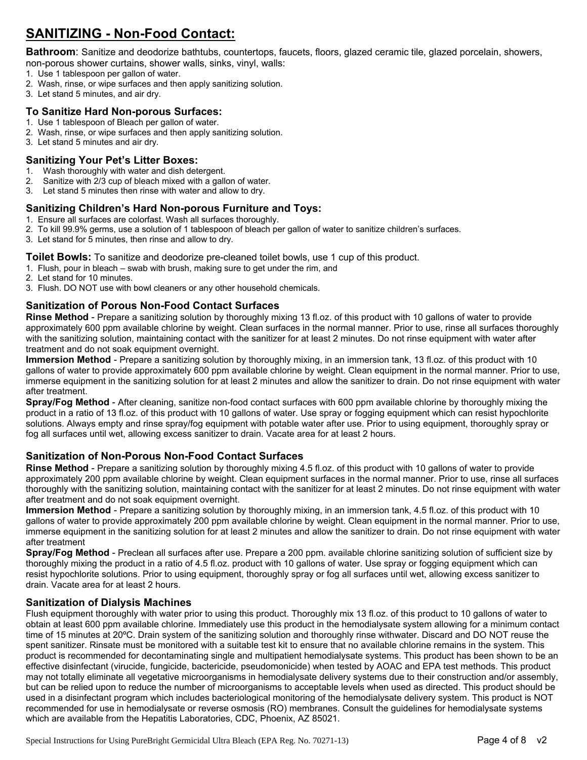# SANITIZING - Non-Food Contact:

**Bathroom**: Sanitize and deodorize bathtubs, countertops, faucets, floors, glazed ceramic tile, glazed porcelain, showers, non-porous shower curtains, shower walls, sinks, vinyl, walls:

1. Use 1 tablespoon per gallon of water.
2. Wash, rinse, or wipe surfaces and then apply sanitizing solution.
3. Let stand 5 minutes, and air dry.

### To Sanitize Hard Non-porous Surfaces:

1. Use 1 tablespoon of Bleach per gallon of water.
2. Wash, rinse, or wipe surfaces and then apply sanitizing solution.
3. Let stand 5 minutes and air dry.

### Sanitizing Your Pet's Litter Boxes:

1. Wash thoroughly with water and dish detergent.
2. Sanitize with 2/3 cup of bleach mixed with a gallon of water.
3. Let stand 5 minutes then rinse with water and allow to dry.

### Sanitizing Children's Hard Non-porous Furniture and Toys:

1. Ensure all surfaces are colorfast. Wash all surfaces thoroughly.
2. To kill 99.9% germs, use a solution of 1 tablespoon of bleach per gallon of water to sanitize children's surfaces.
3. Let stand for 5 minutes, then rinse and allow to dry.

**Toilet Bowls:** To sanitize and deodorize pre-cleaned toilet bowls, use 1 cup of this product.

1. Flush, pour in bleach – swab with brush, making sure to get under the rim, and
2. Let stand for 10 minutes.
3. Flush. DO NOT use with bowl cleaners or any other household chemicals.

### Sanitization of Porous Non-Food Contact Surfaces

**Rinse Method** - Prepare a sanitizing solution by thoroughly mixing 13 fl.oz. of this product with 10 gallons of water to provide approximately 600 ppm available chlorine by weight. Clean surfaces in the normal manner. Prior to use, rinse all surfaces thoroughly with the sanitizing solution, maintaining contact with the sanitizer for at least 2 minutes. Do not rinse equipment with water after treatment and do not soak equipment overnight.

**Immersion Method** - Prepare a sanitizing solution by thoroughly mixing, in an immersion tank, 13 fl.oz. of this product with 10 gallons of water to provide approximately 600 ppm available chlorine by weight. Clean equipment in the normal manner. Prior to use, immerse equipment in the sanitizing solution for at least 2 minutes and allow the sanitizer to drain. Do not rinse equipment with water after treatment.

**Spray/Fog Method** - After cleaning, sanitize non-food contact surfaces with 600 ppm available chlorine by thoroughly mixing the product in a ratio of 13 fl.oz. of this product with 10 gallons of water. Use spray or fogging equipment which can resist hypochlorite solutions. Always empty and rinse spray/fog equipment with potable water after use. Prior to using equipment, thoroughly spray or fog all surfaces until wet, allowing excess sanitizer to drain. Vacate area for at least 2 hours.

### Sanitization of Non-Porous Non-Food Contact Surfaces

**Rinse Method** - Prepare a sanitizing solution by thoroughly mixing 4.5 fl.oz. of this product with 10 gallons of water to provide approximately 200 ppm available chlorine by weight. Clean equipment surfaces in the normal manner. Prior to use, rinse all surfaces thoroughly with the sanitizing solution, maintaining contact with the sanitizer for at least 2 minutes. Do not rinse equipment with water after treatment and do not soak equipment overnight.

**Immersion Method** - Prepare a sanitizing solution by thoroughly mixing, in an immersion tank, 4.5 fl.oz. of this product with 10 gallons of water to provide approximately 200 ppm available chlorine by weight. Clean equipment in the normal manner. Prior to use, immerse equipment in the sanitizing solution for at least 2 minutes and allow the sanitizer to drain. Do not rinse equipment with water after treatment

**Spray/Fog Method** - Preclean all surfaces after use. Prepare a 200 ppm. available chlorine sanitizing solution of sufficient size by thoroughly mixing the product in a ratio of 4.5 fl.oz. product with 10 gallons of water. Use spray or fogging equipment which can resist hypochlorite solutions. Prior to using equipment, thoroughly spray or fog all surfaces until wet, allowing excess sanitizer to drain. Vacate area for at least 2 hours.

### Sanitization of Dialysis Machines

Flush equipment thoroughly with water prior to using this product. Thoroughly mix 13 fl.oz. of this product to 10 gallons of water to obtain at least 600 ppm available chlorine. Immediately use this product in the hemodialysate system allowing for a minimum contact time of 15 minutes at 20ºC. Drain system of the sanitizing solution and thoroughly rinse withwater. Discard and DO NOT reuse the spent sanitizer. Rinsate must be monitored with a suitable test kit to ensure that no available chlorine remains in the system. This product is recommended for decontaminating single and multipatient hemodialysate systems. This product has been shown to be an effective disinfectant (virucide, fungicide, bactericide, pseudomonicide) when tested by AOAC and EPA test methods. This product may not totally eliminate all vegetative microorganisms in hemodialysate delivery systems due to their construction and/or assembly, but can be relied upon to reduce the number of microorganisms to acceptable levels when used as directed. This product should be used in a disinfectant program which includes bacteriological monitoring of the hemodialysate delivery system. This product is NOT recommended for use in hemodialysate or reverse osmosis (RO) membranes. Consult the guidelines for hemodialysate systems which are available from the Hepatitis Laboratories, CDC, Phoenix, AZ 85021.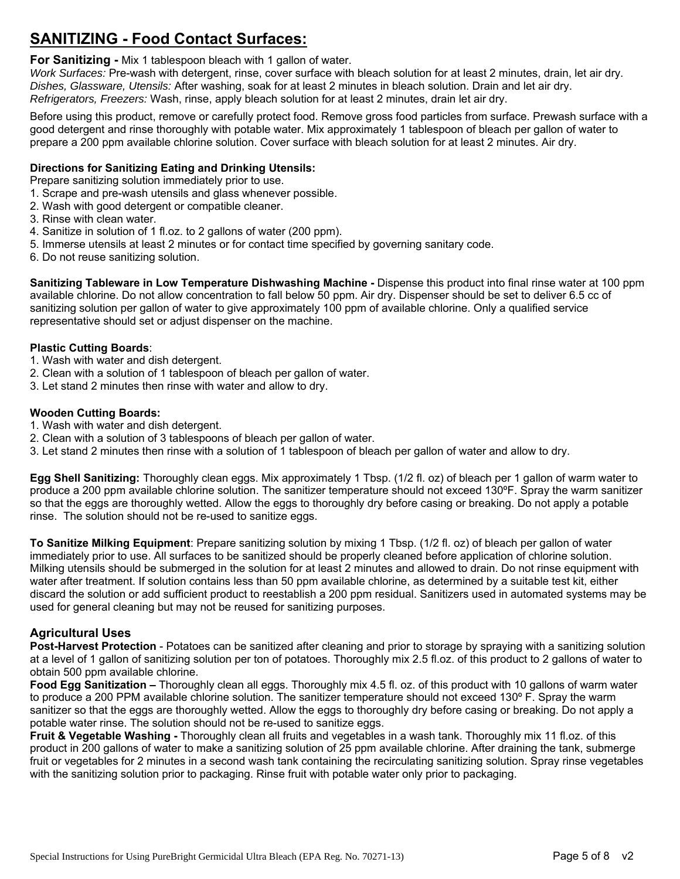# SANITIZING - Food Contact Surfaces:

**For Sanitizing -** Mix 1 tablespoon bleach with 1 gallon of water.
*Work Surfaces:* Pre-wash with detergent, rinse, cover surface with bleach solution for at least 2 minutes, drain, let air dry.
*Dishes, Glassware, Utensils:* After washing, soak for at least 2 minutes in bleach solution. Drain and let air dry.
*Refrigerators, Freezers:* Wash, rinse, apply bleach solution for at least 2 minutes, drain let air dry.

Before using this product, remove or carefully protect food. Remove gross food particles from surface. Prewash surface with a good detergent and rinse thoroughly with potable water. Mix approximately 1 tablespoon of bleach per gallon of water to prepare a 200 ppm available chlorine solution. Cover surface with bleach solution for at least 2 minutes. Air dry.

**Directions for Sanitizing Eating and Drinking Utensils:**
Prepare sanitizing solution immediately prior to use.

1. Scrape and pre-wash utensils and glass whenever possible.
2. Wash with good detergent or compatible cleaner.
3. Rinse with clean water.
4. Sanitize in solution of 1 fl.oz. to 2 gallons of water (200 ppm).
5. Immerse utensils at least 2 minutes or for contact time specified by governing sanitary code.
6. Do not reuse sanitizing solution.

**Sanitizing Tableware in Low Temperature Dishwashing Machine -** Dispense this product into final rinse water at 100 ppm available chlorine. Do not allow concentration to fall below 50 ppm. Air dry. Dispenser should be set to deliver 6.5 cc of sanitizing solution per gallon of water to give approximately 100 ppm of available chlorine. Only a qualified service representative should set or adjust dispenser on the machine.

**Plastic Cutting Boards**:

1. Wash with water and dish detergent.
2. Clean with a solution of 1 tablespoon of bleach per gallon of water.
3. Let stand 2 minutes then rinse with water and allow to dry.

**Wooden Cutting Boards:**

1. Wash with water and dish detergent.
2. Clean with a solution of 3 tablespoons of bleach per gallon of water.
3. Let stand 2 minutes then rinse with a solution of 1 tablespoon of bleach per gallon of water and allow to dry.

**Egg Shell Sanitizing:** Thoroughly clean eggs. Mix approximately 1 Tbsp. (1/2 fl. oz) of bleach per 1 gallon of warm water to produce a 200 ppm available chlorine solution. The sanitizer temperature should not exceed 130ºF. Spray the warm sanitizer so that the eggs are thoroughly wetted. Allow the eggs to thoroughly dry before casing or breaking. Do not apply a potable rinse. The solution should not be re-used to sanitize eggs.

**To Sanitize Milking Equipment**: Prepare sanitizing solution by mixing 1 Tbsp. (1/2 fl. oz) of bleach per gallon of water immediately prior to use. All surfaces to be sanitized should be properly cleaned before application of chlorine solution. Milking utensils should be submerged in the solution for at least 2 minutes and allowed to drain. Do not rinse equipment with water after treatment. If solution contains less than 50 ppm available chlorine, as determined by a suitable test kit, either discard the solution or add sufficient product to reestablish a 200 ppm residual. Sanitizers used in automated systems may be used for general cleaning but may not be reused for sanitizing purposes.

## Agricultural Uses

**Post-Harvest Protection** - Potatoes can be sanitized after cleaning and prior to storage by spraying with a sanitizing solution at a level of 1 gallon of sanitizing solution per ton of potatoes. Thoroughly mix 2.5 fl.oz. of this product to 2 gallons of water to obtain 500 ppm available chlorine.

**Food Egg Sanitization –** Thoroughly clean all eggs. Thoroughly mix 4.5 fl. oz. of this product with 10 gallons of warm water to produce a 200 PPM available chlorine solution. The sanitizer temperature should not exceed 130º F. Spray the warm sanitizer so that the eggs are thoroughly wetted. Allow the eggs to thoroughly dry before casing or breaking. Do not apply a potable water rinse. The solution should not be re-used to sanitize eggs.

**Fruit & Vegetable Washing -** Thoroughly clean all fruits and vegetables in a wash tank. Thoroughly mix 11 fl.oz. of this product in 200 gallons of water to make a sanitizing solution of 25 ppm available chlorine. After draining the tank, submerge fruit or vegetables for 2 minutes in a second wash tank containing the recirculating sanitizing solution. Spray rinse vegetables with the sanitizing solution prior to packaging. Rinse fruit with potable water only prior to packaging.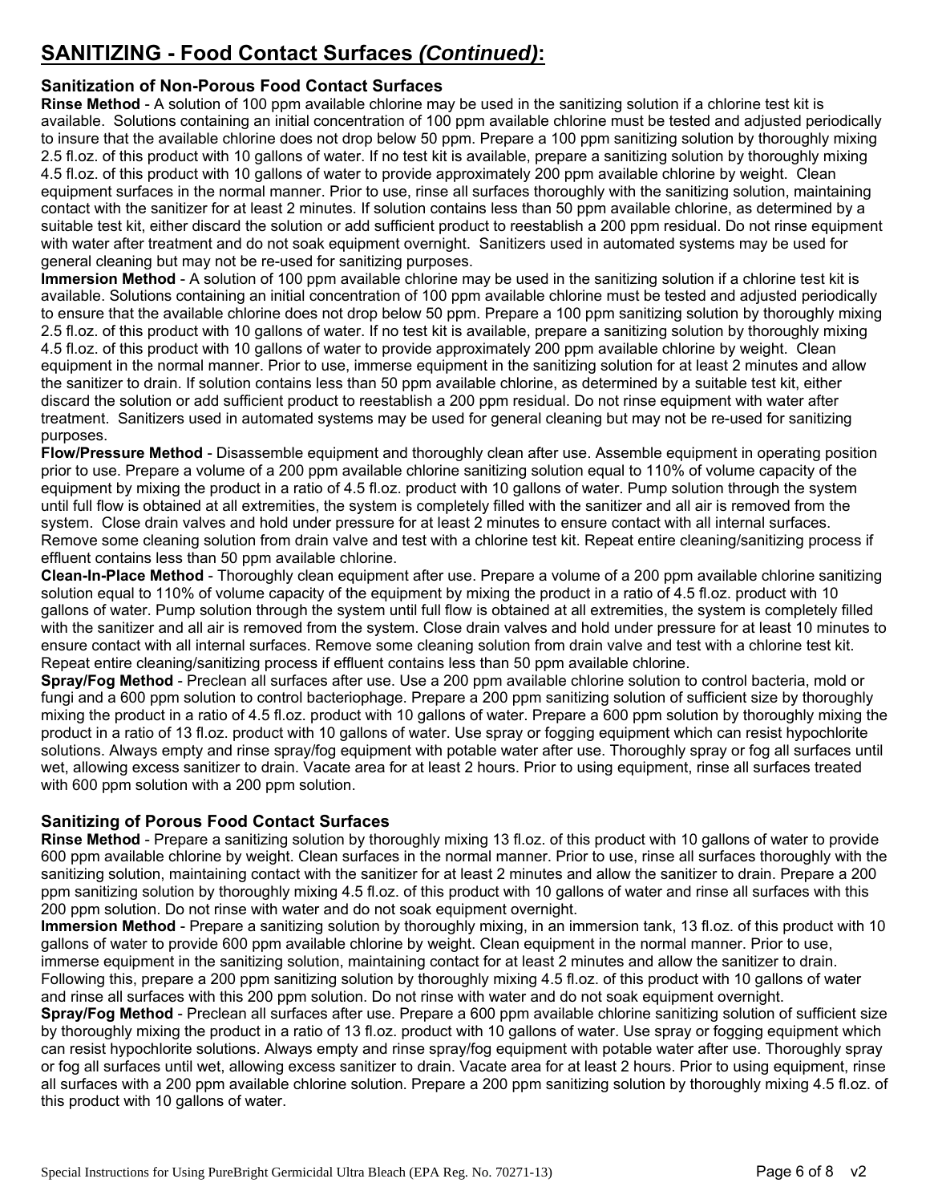## SANITIZING - Food Contact Surfaces *(Continued)*:

### Sanitization of Non-Porous Food Contact Surfaces

**Rinse Method** - A solution of 100 ppm available chlorine may be used in the sanitizing solution if a chlorine test kit is available. Solutions containing an initial concentration of 100 ppm available chlorine must be tested and adjusted periodically to insure that the available chlorine does not drop below 50 ppm. Prepare a 100 ppm sanitizing solution by thoroughly mixing 2.5 fl.oz. of this product with 10 gallons of water. If no test kit is available, prepare a sanitizing solution by thoroughly mixing 4.5 fl.oz. of this product with 10 gallons of water to provide approximately 200 ppm available chlorine by weight. Clean equipment surfaces in the normal manner. Prior to use, rinse all surfaces thoroughly with the sanitizing solution, maintaining contact with the sanitizer for at least 2 minutes. If solution contains less than 50 ppm available chlorine, as determined by a suitable test kit, either discard the solution or add sufficient product to reestablish a 200 ppm residual. Do not rinse equipment with water after treatment and do not soak equipment overnight. Sanitizers used in automated systems may be used for general cleaning but may not be re-used for sanitizing purposes.

**Immersion Method** - A solution of 100 ppm available chlorine may be used in the sanitizing solution if a chlorine test kit is available. Solutions containing an initial concentration of 100 ppm available chlorine must be tested and adjusted periodically to ensure that the available chlorine does not drop below 50 ppm. Prepare a 100 ppm sanitizing solution by thoroughly mixing 2.5 fl.oz. of this product with 10 gallons of water. If no test kit is available, prepare a sanitizing solution by thoroughly mixing 4.5 fl.oz. of this product with 10 gallons of water to provide approximately 200 ppm available chlorine by weight. Clean equipment in the normal manner. Prior to use, immerse equipment in the sanitizing solution for at least 2 minutes and allow the sanitizer to drain. If solution contains less than 50 ppm available chlorine, as determined by a suitable test kit, either discard the solution or add sufficient product to reestablish a 200 ppm residual. Do not rinse equipment with water after treatment. Sanitizers used in automated systems may be used for general cleaning but may not be re-used for sanitizing purposes.

**Flow/Pressure Method** - Disassemble equipment and thoroughly clean after use. Assemble equipment in operating position prior to use. Prepare a volume of a 200 ppm available chlorine sanitizing solution equal to 110% of volume capacity of the equipment by mixing the product in a ratio of 4.5 fl.oz. product with 10 gallons of water. Pump solution through the system until full flow is obtained at all extremities, the system is completely filled with the sanitizer and all air is removed from the system. Close drain valves and hold under pressure for at least 2 minutes to ensure contact with all internal surfaces. Remove some cleaning solution from drain valve and test with a chlorine test kit. Repeat entire cleaning/sanitizing process if effluent contains less than 50 ppm available chlorine.

**Clean-In-Place Method** - Thoroughly clean equipment after use. Prepare a volume of a 200 ppm available chlorine sanitizing solution equal to 110% of volume capacity of the equipment by mixing the product in a ratio of 4.5 fl.oz. product with 10 gallons of water. Pump solution through the system until full flow is obtained at all extremities, the system is completely filled with the sanitizer and all air is removed from the system. Close drain valves and hold under pressure for at least 10 minutes to ensure contact with all internal surfaces. Remove some cleaning solution from drain valve and test with a chlorine test kit. Repeat entire cleaning/sanitizing process if effluent contains less than 50 ppm available chlorine.

**Spray/Fog Method** - Preclean all surfaces after use. Use a 200 ppm available chlorine solution to control bacteria, mold or fungi and a 600 ppm solution to control bacteriophage. Prepare a 200 ppm sanitizing solution of sufficient size by thoroughly mixing the product in a ratio of 4.5 fl.oz. product with 10 gallons of water. Prepare a 600 ppm solution by thoroughly mixing the product in a ratio of 13 fl.oz. product with 10 gallons of water. Use spray or fogging equipment which can resist hypochlorite solutions. Always empty and rinse spray/fog equipment with potable water after use. Thoroughly spray or fog all surfaces until wet, allowing excess sanitizer to drain. Vacate area for at least 2 hours. Prior to using equipment, rinse all surfaces treated with 600 ppm solution with a 200 ppm solution.

### Sanitizing of Porous Food Contact Surfaces

**Rinse Method** - Prepare a sanitizing solution by thoroughly mixing 13 fl.oz. of this product with 10 gallons of water to provide 600 ppm available chlorine by weight. Clean surfaces in the normal manner. Prior to use, rinse all surfaces thoroughly with the sanitizing solution, maintaining contact with the sanitizer for at least 2 minutes and allow the sanitizer to drain. Prepare a 200 ppm sanitizing solution by thoroughly mixing 4.5 fl.oz. of this product with 10 gallons of water and rinse all surfaces with this 200 ppm solution. Do not rinse with water and do not soak equipment overnight.

**Immersion Method** - Prepare a sanitizing solution by thoroughly mixing, in an immersion tank, 13 fl.oz. of this product with 10 gallons of water to provide 600 ppm available chlorine by weight. Clean equipment in the normal manner. Prior to use, immerse equipment in the sanitizing solution, maintaining contact for at least 2 minutes and allow the sanitizer to drain. Following this, prepare a 200 ppm sanitizing solution by thoroughly mixing 4.5 fl.oz. of this product with 10 gallons of water and rinse all surfaces with this 200 ppm solution. Do not rinse with water and do not soak equipment overnight.

**Spray/Fog Method** - Preclean all surfaces after use. Prepare a 600 ppm available chlorine sanitizing solution of sufficient size by thoroughly mixing the product in a ratio of 13 fl.oz. product with 10 gallons of water. Use spray or fogging equipment which can resist hypochlorite solutions. Always empty and rinse spray/fog equipment with potable water after use. Thoroughly spray or fog all surfaces until wet, allowing excess sanitizer to drain. Vacate area for at least 2 hours. Prior to using equipment, rinse all surfaces with a 200 ppm available chlorine solution. Prepare a 200 ppm sanitizing solution by thoroughly mixing 4.5 fl.oz. of this product with 10 gallons of water.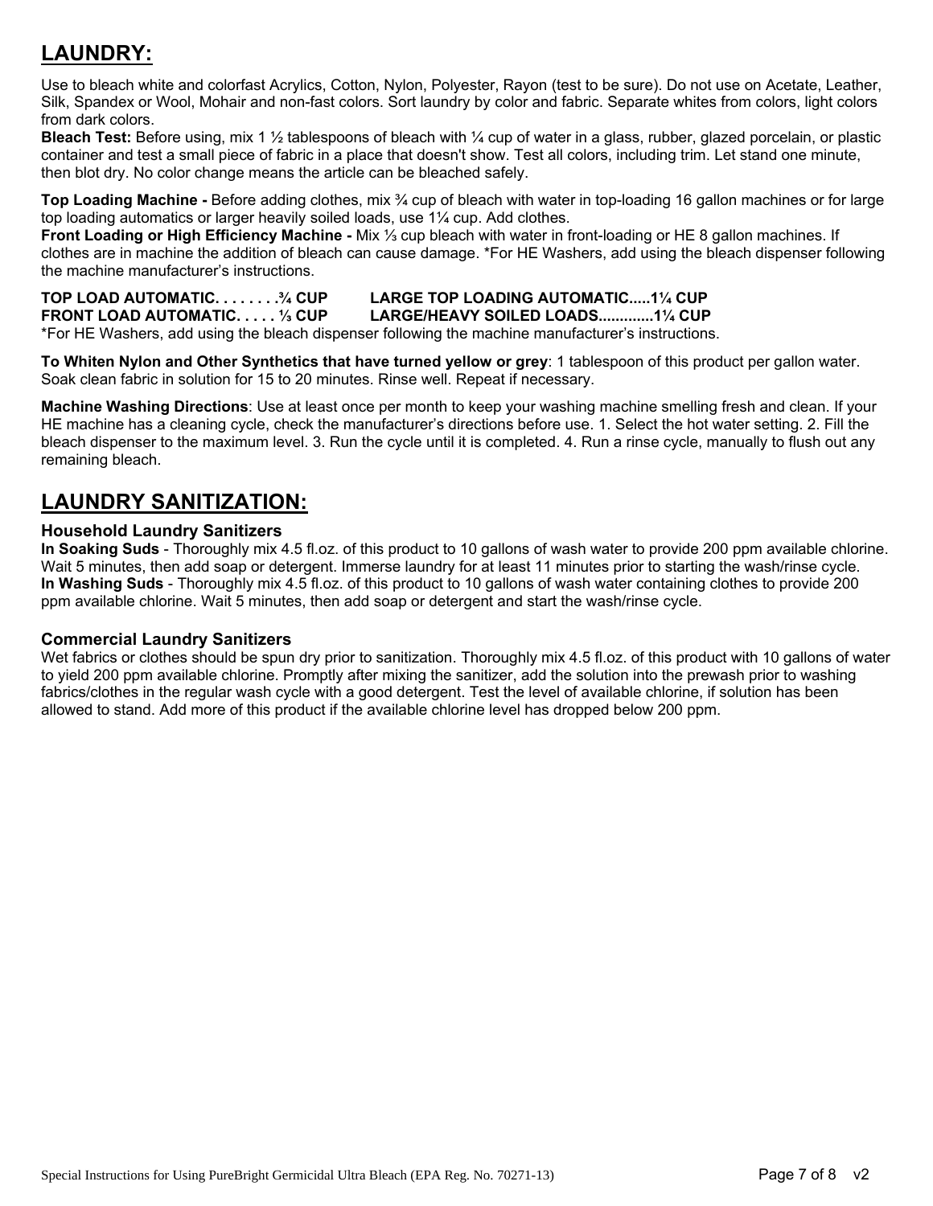## LAUNDRY:

Use to bleach white and colorfast Acrylics, Cotton, Nylon, Polyester, Rayon (test to be sure). Do not use on Acetate, Leather, Silk, Spandex or Wool, Mohair and non-fast colors. Sort laundry by color and fabric. Separate whites from colors, light colors from dark colors.

**Bleach Test:** Before using, mix 1 ½ tablespoons of bleach with ¼ cup of water in a glass, rubber, glazed porcelain, or plastic container and test a small piece of fabric in a place that doesn't show. Test all colors, including trim. Let stand one minute, then blot dry. No color change means the article can be bleached safely.

**Top Loading Machine -** Before adding clothes, mix ¾ cup of bleach with water in top-loading 16 gallon machines or for large top loading automatics or larger heavily soiled loads, use 1¼ cup. Add clothes.

**Front Loading or High Efficiency Machine -** Mix ⅓ cup bleach with water in front-loading or HE 8 gallon machines. If clothes are in machine the addition of bleach can cause damage. *For HE Washers, add using the bleach dispenser following the machine manufacturer's instructions.

| | |
|---|---|
| **TOP LOAD AUTOMATIC. . . . . . . .¾ CUP** | **LARGE TOP LOADING AUTOMATIC.....1¼ CUP** |
| **FRONT LOAD AUTOMATIC. . . . . ⅓ CUP** | **LARGE/HEAVY SOILED LOADS............1¼ CUP** |

*For HE Washers, add using the bleach dispenser following the machine manufacturer's instructions.

**To Whiten Nylon and Other Synthetics that have turned yellow or grey**: 1 tablespoon of this product per gallon water. Soak clean fabric in solution for 15 to 20 minutes. Rinse well. Repeat if necessary.

**Machine Washing Directions**: Use at least once per month to keep your washing machine smelling fresh and clean. If your HE machine has a cleaning cycle, check the manufacturer's directions before use. 1. Select the hot water setting. 2. Fill the bleach dispenser to the maximum level. 3. Run the cycle until it is completed. 4. Run a rinse cycle, manually to flush out any remaining bleach.

## LAUNDRY SANITIZATION:

### Household Laundry Sanitizers

**In Soaking Suds** - Thoroughly mix 4.5 fl.oz. of this product to 10 gallons of wash water to provide 200 ppm available chlorine. Wait 5 minutes, then add soap or detergent. Immerse laundry for at least 11 minutes prior to starting the wash/rinse cycle.

**In Washing Suds** - Thoroughly mix 4.5 fl.oz. of this product to 10 gallons of wash water containing clothes to provide 200 ppm available chlorine. Wait 5 minutes, then add soap or detergent and start the wash/rinse cycle.

### Commercial Laundry Sanitizers

Wet fabrics or clothes should be spun dry prior to sanitization. Thoroughly mix 4.5 fl.oz. of this product with 10 gallons of water to yield 200 ppm available chlorine. Promptly after mixing the sanitizer, add the solution into the prewash prior to washing fabrics/clothes in the regular wash cycle with a good detergent. Test the level of available chlorine, if solution has been allowed to stand. Add more of this product if the available chlorine level has dropped below 200 ppm.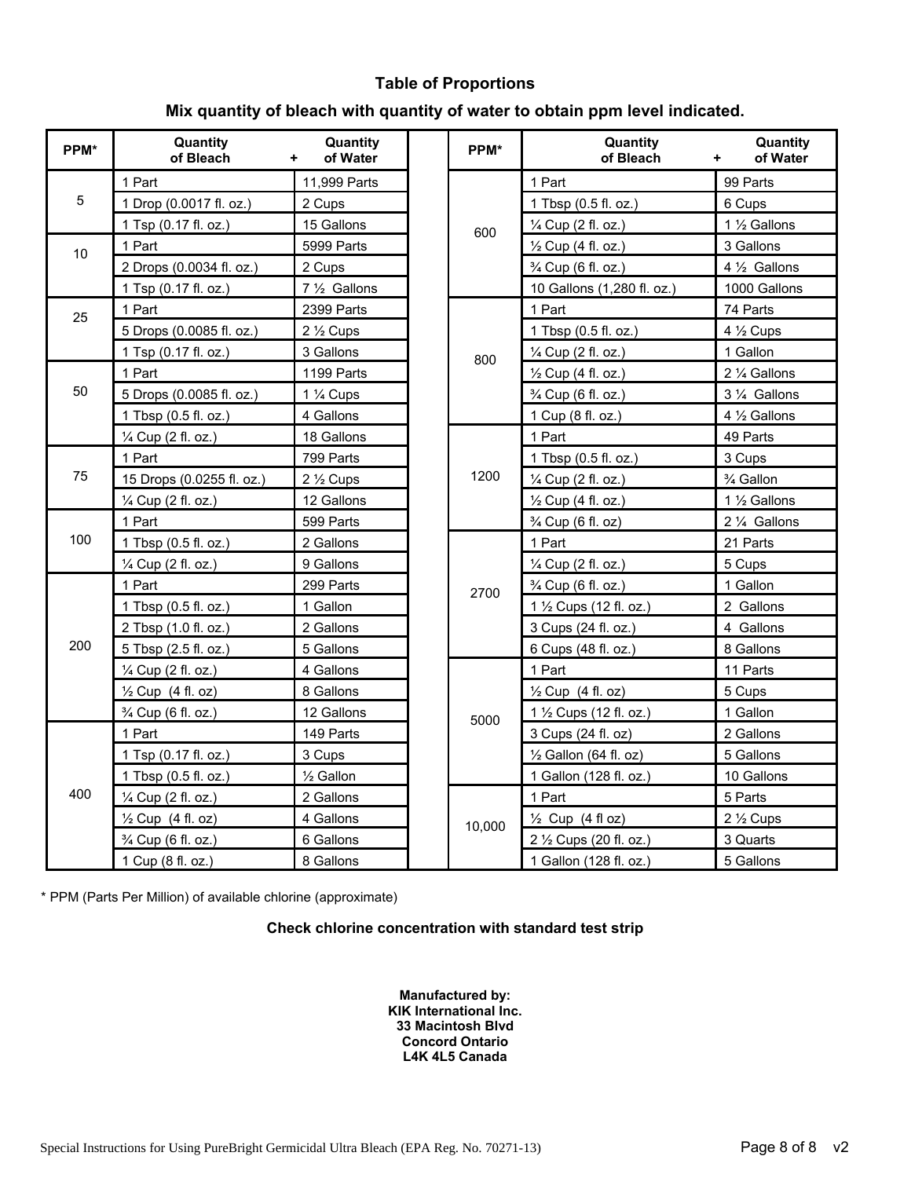## Table of Proportions

**Mix quantity of bleach with quantity of water to obtain ppm level indicated.**

| PPM* | Quantity of Bleach | + Quantity of Water |
|---|---|---|
| 5 | 1 Part | 11,999 Parts |
| | 1 Drop (0.0017 fl. oz.) | 2 Cups |
| | 1 Tsp (0.17 fl. oz.) | 15 Gallons |
| 10 | 1 Part | 5999 Parts |
| | 2 Drops (0.0034 fl. oz.) | 2 Cups |
| | 1 Tsp (0.17 fl. oz.) | 7 ½ Gallons |
| 25 | 1 Part | 2399 Parts |
| | 5 Drops (0.0085 fl. oz.) | 2 ½ Cups |
| | 1 Tsp (0.17 fl. oz.) | 3 Gallons |
| 50 | 1 Part | 1199 Parts |
| | 5 Drops (0.0085 fl. oz.) | 1 ¼ Cups |
| | 1 Tbsp (0.5 fl. oz.) | 4 Gallons |
| | ¼ Cup (2 fl. oz.) | 18 Gallons |
| 75 | 1 Part | 799 Parts |
| | 15 Drops (0.0255 fl. oz.) | 2 ½ Cups |
| | ¼ Cup (2 fl. oz.) | 12 Gallons |
| 100 | 1 Part | 599 Parts |
| | 1 Tbsp (0.5 fl. oz.) | 2 Gallons |
| | ¼ Cup (2 fl. oz.) | 9 Gallons |
| 200 | 1 Part | 299 Parts |
| | 1 Tbsp (0.5 fl. oz.) | 1 Gallon |
| | 2 Tbsp (1.0 fl. oz.) | 2 Gallons |
| | 5 Tbsp (2.5 fl. oz.) | 5 Gallons |
| | ¼ Cup (2 fl. oz.) | 4 Gallons |
| | ½ Cup (4 fl. oz) | 8 Gallons |
| | ¾ Cup (6 fl. oz.) | 12 Gallons |
| 400 | 1 Part | 149 Parts |
| | 1 Tsp (0.17 fl. oz.) | 3 Cups |
| | 1 Tbsp (0.5 fl. oz.) | ½ Gallon |
| | ¼ Cup (2 fl. oz.) | 2 Gallons |
| | ½ Cup (4 fl. oz) | 4 Gallons |
| | ¾ Cup (6 fl. oz.) | 6 Gallons |
| | 1 Cup (8 fl. oz.) | 8 Gallons |
| 600 | 1 Part | 99 Parts |
| | 1 Tbsp (0.5 fl. oz.) | 6 Cups |
| | ¼ Cup (2 fl. oz.) | 1 ½ Gallons |
| | ½ Cup (4 fl. oz.) | 3 Gallons |
| | ¾ Cup (6 fl. oz.) | 4 ½ Gallons |
| | 10 Gallons (1,280 fl. oz.) | 1000 Gallons |
| 800 | 1 Part | 74 Parts |
| | 1 Tbsp (0.5 fl. oz.) | 4 ½ Cups |
| | ¼ Cup (2 fl. oz.) | 1 Gallon |
| | ½ Cup (4 fl. oz.) | 2 ¼ Gallons |
| | ¾ Cup (6 fl. oz.) | 3 ¼ Gallons |
| | 1 Cup (8 fl. oz.) | 4 ½ Gallons |
| 1200 | 1 Part | 49 Parts |
| | 1 Tbsp (0.5 fl. oz.) | 3 Cups |
| | ¼ Cup (2 fl. oz.) | ¾ Gallon |
| | ½ Cup (4 fl. oz.) | 1 ½ Gallons |
| | ¾ Cup (6 fl. oz) | 2 ¼ Gallons |
| 2700 | 1 Part | 21 Parts |
| | ¼ Cup (2 fl. oz.) | 5 Cups |
| | ¾ Cup (6 fl. oz.) | 1 Gallon |
| | 1 ½ Cups (12 fl. oz.) | 2 Gallons |
| | 3 Cups (24 fl. oz.) | 4 Gallons |
| | 6 Cups (48 fl. oz.) | 8 Gallons |
| 5000 | 1 Part | 11 Parts |
| | ½ Cup (4 fl. oz) | 5 Cups |
| | 1 ½ Cups (12 fl. oz.) | 1 Gallon |
| | 3 Cups (24 fl. oz) | 2 Gallons |
| | ½ Gallon (64 fl. oz) | 5 Gallons |
| | 1 Gallon (128 fl. oz.) | 10 Gallons |
| 10,000 | 1 Part | 5 Parts |
| | ½ Cup (4 fl oz) | 2 ½ Cups |
| | 2 ½ Cups (20 fl. oz.) | 3 Quarts |
| | 1 Gallon (128 fl. oz.) | 5 Gallons |

\* PPM (Parts Per Million) of available chlorine (approximate)

**Check chlorine concentration with standard test strip**

**Manufactured by:**
**KIK International Inc.**
**33 Macintosh Blvd**
**Concord Ontario**
**L4K 4L5 Canada**